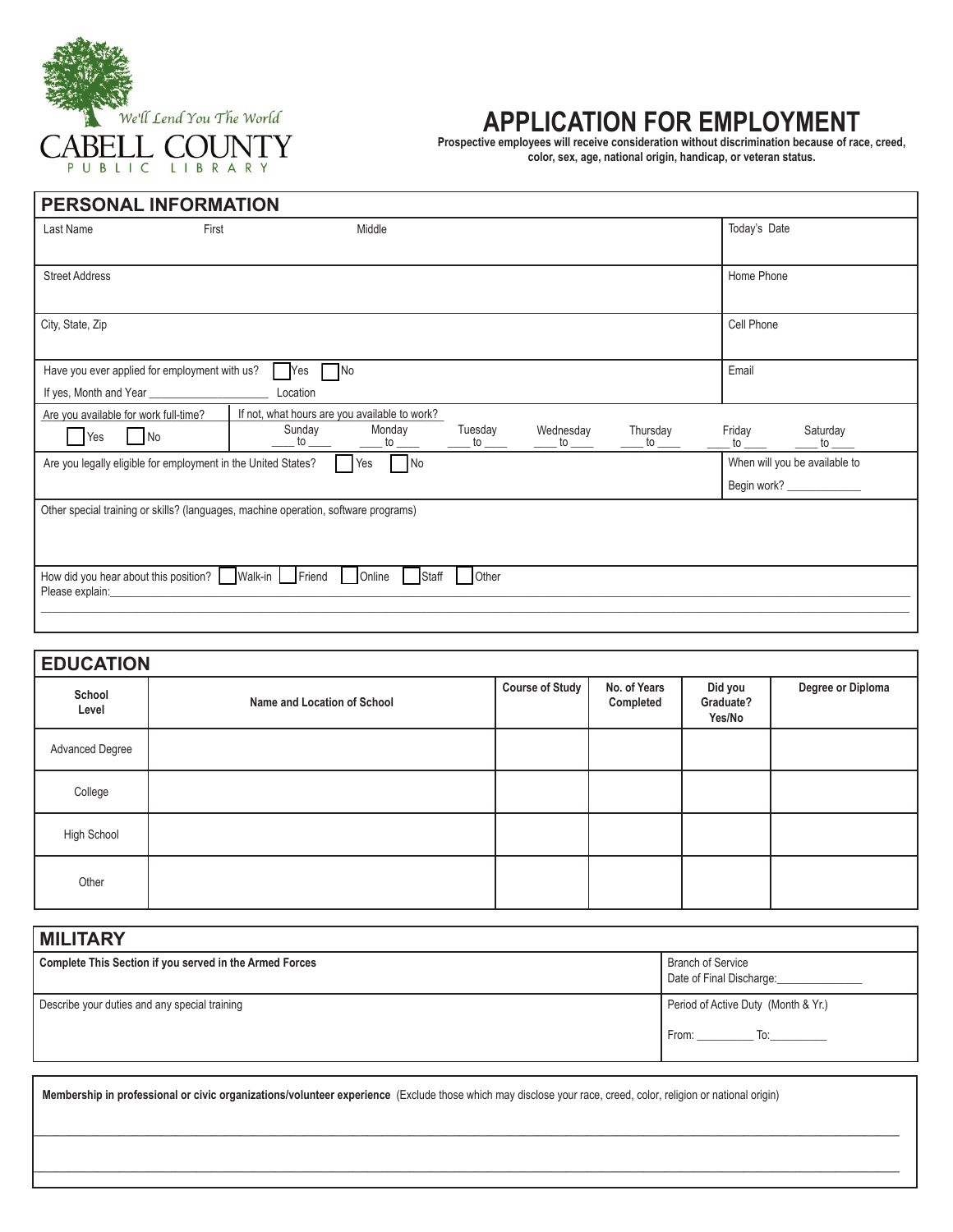We'll Lend You The World
CABELL COUNTY
PUBLIC LIBRARY

# APPLICATION FOR EMPLOYMENT

**Prospective employees will receive consideration without discrimination because of race, creed, color, sex, age, national origin, handicap, or veteran status.**

## PERSONAL INFORMATION

| Last Name First Middle | Today's Date |
|---|---|
| Street Address | Home Phone |
| City, State, Zip | Cell Phone |
| Have you ever applied for employment with us? ☐ Yes ☐ No<br>If yes, Month and Year ____________________ Location | Email |

| Are you available for work full-time? | If not, what hours are you available to work? | | | | | | |
|---|---|---|---|---|---|---|---|
| ☐ Yes ☐ No | Sunday ____ to ____ | Monday ____ to ____ | Tuesday ____ to ____ | Wednesday ____ to ____ | Thursday ____ to ____ | Friday ____ to ____ | Saturday ____ to ____ |

| Are you legally eligible for employment in the United States? ☐ Yes ☐ No | When will you be available to Begin work? ____________ |
|---|---|

Other special training or skills? (languages, machine operation, software programs)

How did you hear about this position? ☐ Walk-in ☐ Friend ☐ Online ☐ Staff ☐ Other
Please explain:________________________________________________________________

## EDUCATION

| School Level | Name and Location of School | Course of Study | No. of Years Completed | Did you Graduate? Yes/No | Degree or Diploma |
|---|---|---|---|---|---|
| Advanced Degree | | | | | |
| College | | | | | |
| High School | | | | | |
| Other | | | | | |

## MILITARY

| **Complete This Section if you served in the Armed Forces** | Branch of Service<br>Date of Final Discharge:______________ |
|---|---|
| Describe your duties and any special training | Period of Active Duty (Month & Yr.)<br>From: _________ To:_________ |

**Membership in professional or civic organizations/volunteer experience** (Exclude those which may disclose your race, creed, color, religion or national origin)

________________________________________________________________

________________________________________________________________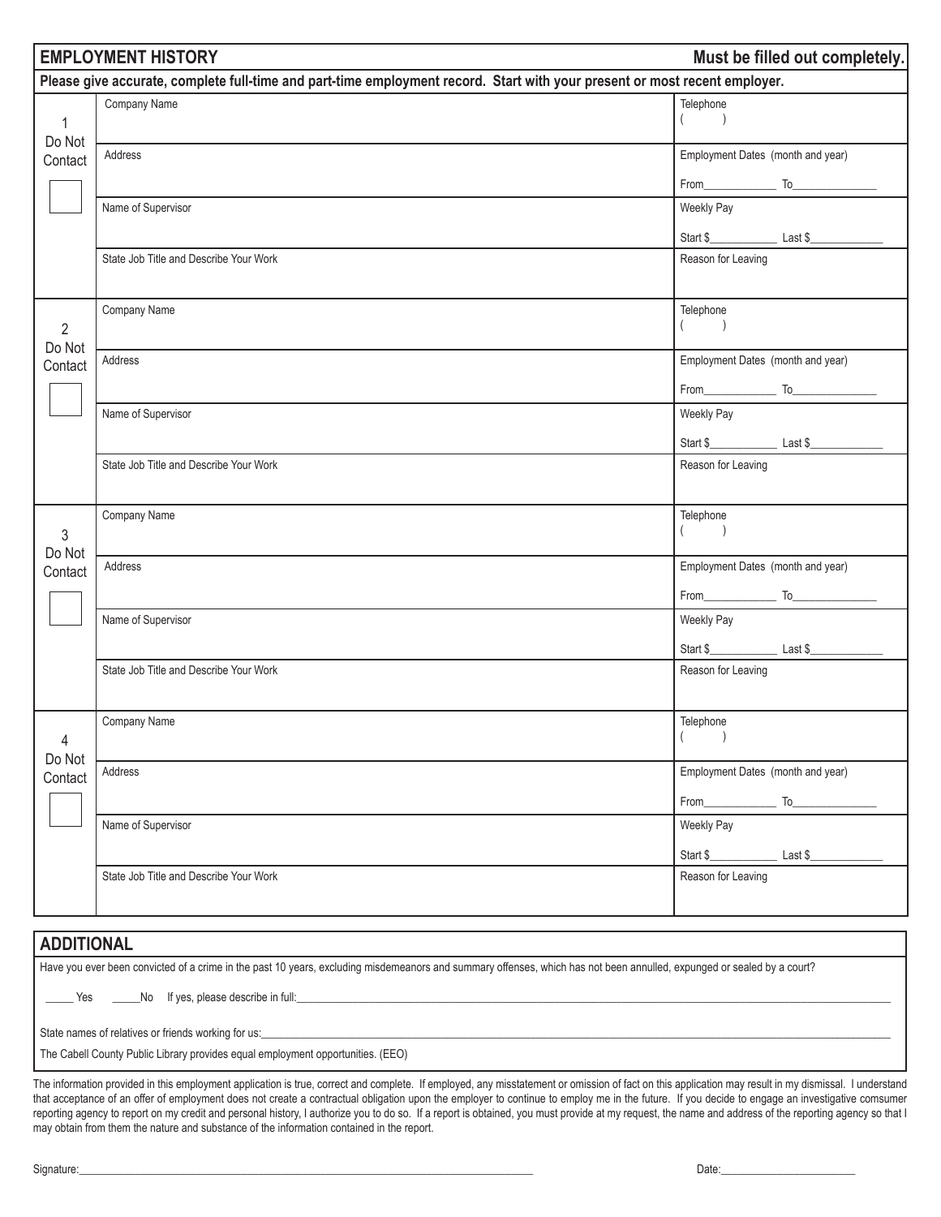## EMPLOYMENT HISTORY

**Must be filled out completely.**

**Please give accurate, complete full-time and part-time employment record. Start with your present or most recent employer.**

| | | |
|---|---|---|
| 1<br>Do Not<br>Contact<br>☐ | Company Name | Telephone<br>(     ) |
| | Address | Employment Dates (month and year)<br>From____________ To______________ |
| | Name of Supervisor | Weekly Pay<br>Start $___________ Last $____________ |
| | State Job Title and Describe Your Work | Reason for Leaving |
| 2<br>Do Not<br>Contact<br>☐ | Company Name | Telephone<br>(     ) |
| | Address | Employment Dates (month and year)<br>From____________ To______________ |
| | Name of Supervisor | Weekly Pay<br>Start $___________ Last $____________ |
| | State Job Title and Describe Your Work | Reason for Leaving |
| 3<br>Do Not<br>Contact<br>☐ | Company Name | Telephone<br>(     ) |
| | Address | Employment Dates (month and year)<br>From____________ To______________ |
| | Name of Supervisor | Weekly Pay<br>Start $___________ Last $____________ |
| | State Job Title and Describe Your Work | Reason for Leaving |
| 4<br>Do Not<br>Contact<br>☐ | Company Name | Telephone<br>(     ) |
| | Address | Employment Dates (month and year)<br>From____________ To______________ |
| | Name of Supervisor | Weekly Pay<br>Start $___________ Last $____________ |
| | State Job Title and Describe Your Work | Reason for Leaving |

## ADDITIONAL

Have you ever been convicted of a crime in the past 10 years, excluding misdemeanors and summary offenses, which has not been annulled, expunged or sealed by a court?

_____ Yes _____No If yes, please describe in full:____________________________________________

State names of relatives or friends working for us:____________________________________________

The Cabell County Public Library provides equal employment opportunities. (EEO)

The information provided in this employment application is true, correct and complete. If employed, any misstatement or omission of fact on this application may result in my dismissal. I understand that acceptance of an offer of employment does not create a contractual obligation upon the employer to continue to employ me in the future. If you decide to engage an investigative comsumer reporting agency to report on my credit and personal history, I authorize you to do so. If a report is obtained, you must provide at my request, the name and address of the reporting agency so that I may obtain from them the nature and substance of the information contained in the report.

Signature:____________________________________________ Date:________________________